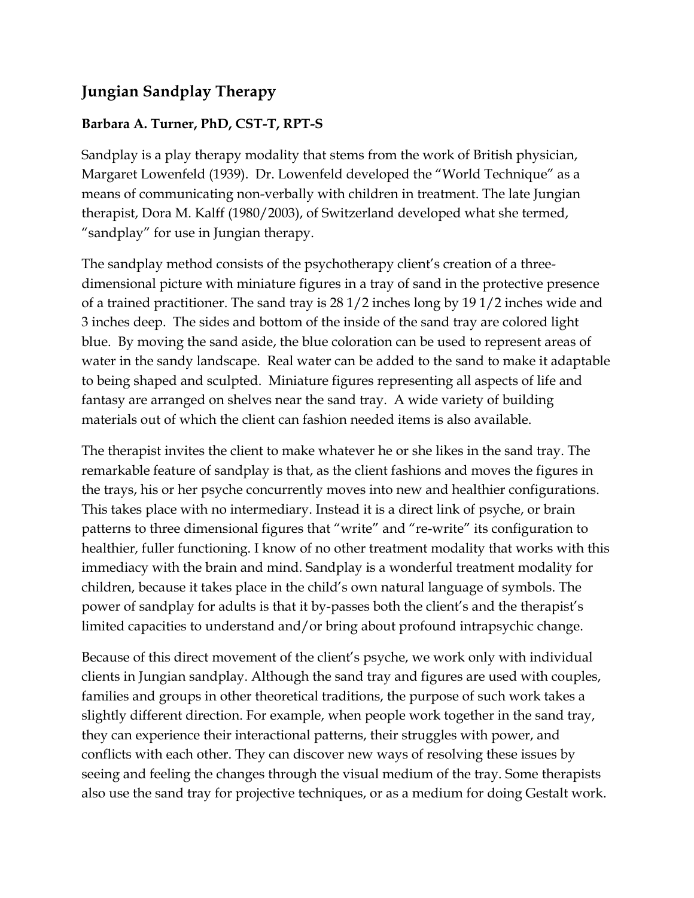# Jungian Sandplay Therapy

**Barbara A. Turner, PhD, CST-T, RPT-S**

Sandplay is a play therapy modality that stems from the work of British physician, Margaret Lowenfeld (1939). Dr. Lowenfeld developed the "World Technique" as a means of communicating non-verbally with children in treatment. The late Jungian therapist, Dora M. Kalff (1980/2003), of Switzerland developed what she termed, "sandplay" for use in Jungian therapy.

The sandplay method consists of the psychotherapy client's creation of a three-dimensional picture with miniature figures in a tray of sand in the protective presence of a trained practitioner. The sand tray is 28 1/2 inches long by 19 1/2 inches wide and 3 inches deep. The sides and bottom of the inside of the sand tray are colored light blue. By moving the sand aside, the blue coloration can be used to represent areas of water in the sandy landscape. Real water can be added to the sand to make it adaptable to being shaped and sculpted. Miniature figures representing all aspects of life and fantasy are arranged on shelves near the sand tray. A wide variety of building materials out of which the client can fashion needed items is also available.

The therapist invites the client to make whatever he or she likes in the sand tray. The remarkable feature of sandplay is that, as the client fashions and moves the figures in the trays, his or her psyche concurrently moves into new and healthier configurations. This takes place with no intermediary. Instead it is a direct link of psyche, or brain patterns to three dimensional figures that "write" and "re-write" its configuration to healthier, fuller functioning. I know of no other treatment modality that works with this immediacy with the brain and mind. Sandplay is a wonderful treatment modality for children, because it takes place in the child's own natural language of symbols. The power of sandplay for adults is that it by-passes both the client's and the therapist's limited capacities to understand and/or bring about profound intrapsychic change.

Because of this direct movement of the client's psyche, we work only with individual clients in Jungian sandplay. Although the sand tray and figures are used with couples, families and groups in other theoretical traditions, the purpose of such work takes a slightly different direction. For example, when people work together in the sand tray, they can experience their interactional patterns, their struggles with power, and conflicts with each other. They can discover new ways of resolving these issues by seeing and feeling the changes through the visual medium of the tray. Some therapists also use the sand tray for projective techniques, or as a medium for doing Gestalt work.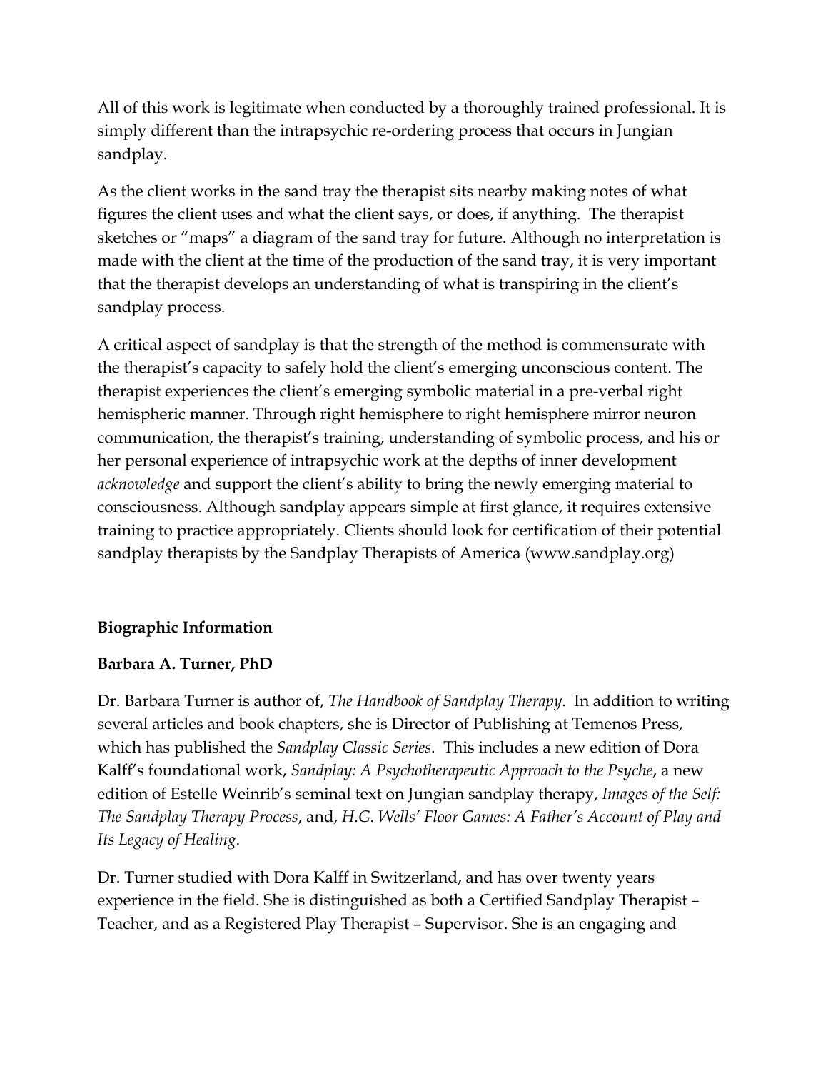All of this work is legitimate when conducted by a thoroughly trained professional. It is simply different than the intrapsychic re-ordering process that occurs in Jungian sandplay.

As the client works in the sand tray the therapist sits nearby making notes of what figures the client uses and what the client says, or does, if anything. The therapist sketches or "maps" a diagram of the sand tray for future. Although no interpretation is made with the client at the time of the production of the sand tray, it is very important that the therapist develops an understanding of what is transpiring in the client's sandplay process.

A critical aspect of sandplay is that the strength of the method is commensurate with the therapist's capacity to safely hold the client's emerging unconscious content. The therapist experiences the client's emerging symbolic material in a pre-verbal right hemispheric manner. Through right hemisphere to right hemisphere mirror neuron communication, the therapist's training, understanding of symbolic process, and his or her personal experience of intrapsychic work at the depths of inner development *acknowledge* and support the client's ability to bring the newly emerging material to consciousness. Although sandplay appears simple at first glance, it requires extensive training to practice appropriately. Clients should look for certification of their potential sandplay therapists by the Sandplay Therapists of America (www.sandplay.org)

**Biographic Information**

**Barbara A. Turner, PhD**

Dr. Barbara Turner is author of, *The Handbook of Sandplay Therapy*. In addition to writing several articles and book chapters, she is Director of Publishing at Temenos Press, which has published the *Sandplay Classic Series*. This includes a new edition of Dora Kalff's foundational work, *Sandplay: A Psychotherapeutic Approach to the Psyche*, a new edition of Estelle Weinrib's seminal text on Jungian sandplay therapy, *Images of the Self: The Sandplay Therapy Process*, and, *H.G. Wells' Floor Games: A Father's Account of Play and Its Legacy of Healing*.

Dr. Turner studied with Dora Kalff in Switzerland, and has over twenty years experience in the field. She is distinguished as both a Certified Sandplay Therapist – Teacher, and as a Registered Play Therapist – Supervisor. She is an engaging and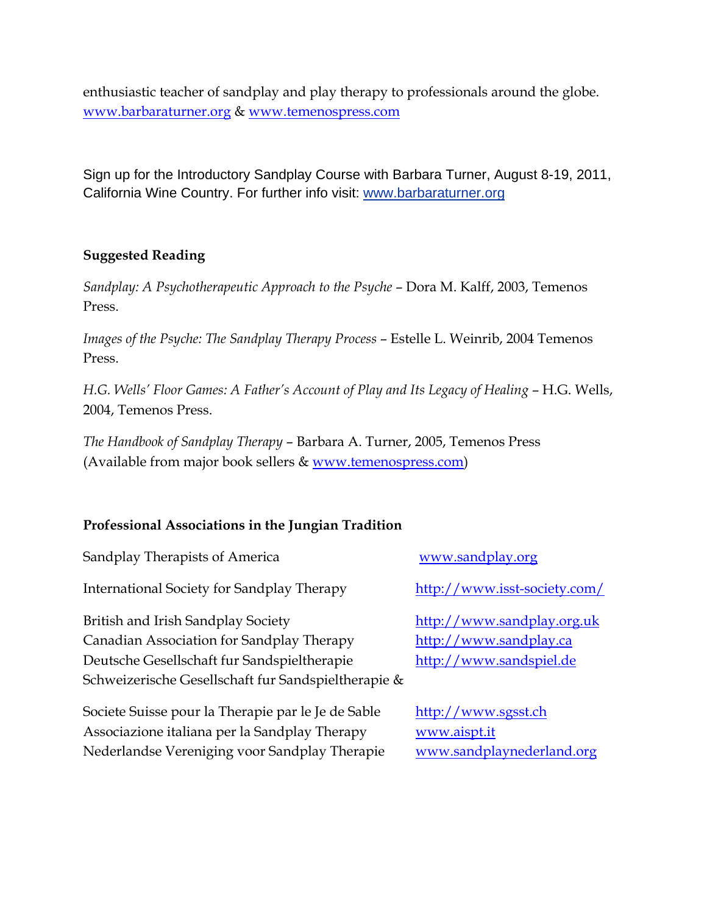enthusiastic teacher of sandplay and play therapy to professionals around the globe. www.barbaraturner.org & www.temenospress.com

Sign up for the Introductory Sandplay Course with Barbara Turner, August 8-19, 2011, California Wine Country. For further info visit: www.barbaraturner.org

**Suggested Reading**

*Sandplay: A Psychotherapeutic Approach to the Psyche* – Dora M. Kalff, 2003, Temenos Press.

*Images of the Psyche: The Sandplay Therapy Process* – Estelle L. Weinrib, 2004 Temenos Press.

*H.G. Wells' Floor Games: A Father's Account of Play and Its Legacy of Healing* – H.G. Wells, 2004, Temenos Press.

*The Handbook of Sandplay Therapy* – Barbara A. Turner, 2005, Temenos Press (Available from major book sellers & www.temenospress.com)

**Professional Associations in the Jungian Tradition**

| | |
|---|---|
| Sandplay Therapists of America | www.sandplay.org |
| International Society for Sandplay Therapy | http://www.isst-society.com/ |
| British and Irish Sandplay Society | http://www.sandplay.org.uk |
| Canadian Association for Sandplay Therapy | http://www.sandplay.ca |
| Deutsche Gesellschaft fur Sandspieltherapie | http://www.sandspiel.de |
| Schweizerische Gesellschaft fur Sandspieltherapie & Societe Suisse pour la Therapie par le Je de Sable | http://www.sgsst.ch |
| Associazione italiana per la Sandplay Therapy | www.aispt.it |
| Nederlandse Vereniging voor Sandplay Therapie | www.sandplaynederland.org |